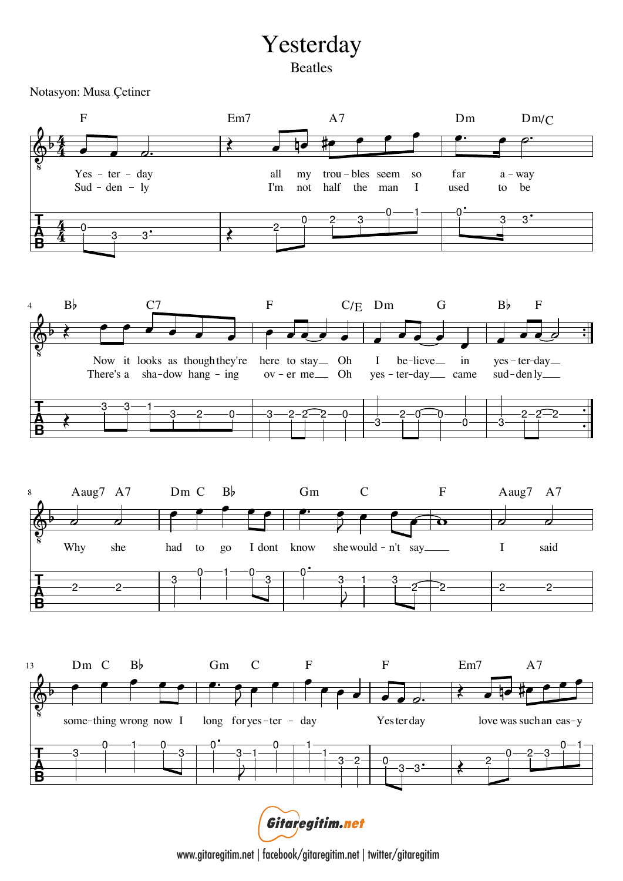# Yesterday

## Beatles

Notasyon: Musa Çetiner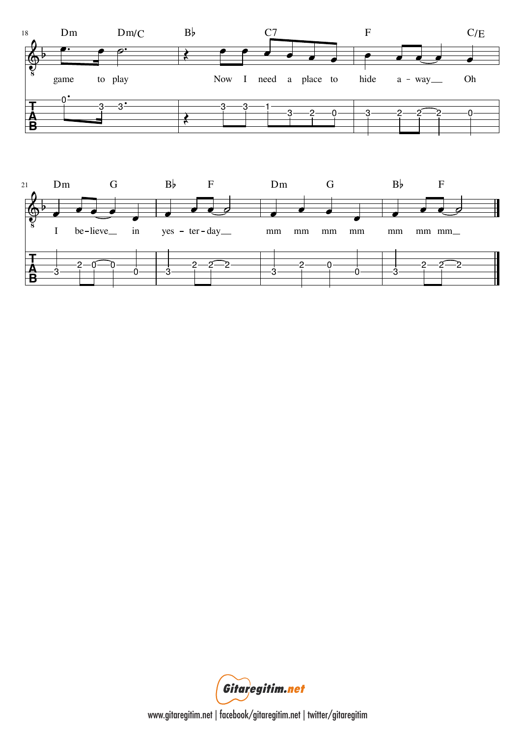18 Dm Dm/C B♭ C7 F C/E

game to play Now I need a place to hide a - way Oh

21 Dm G B♭ F Dm G B♭ F

I be-lieve in yes - ter - day mm mm mm mm mm mm mm

www.gitaregitim.net | facebook/gitaregitim.net | twitter/gitaregitim